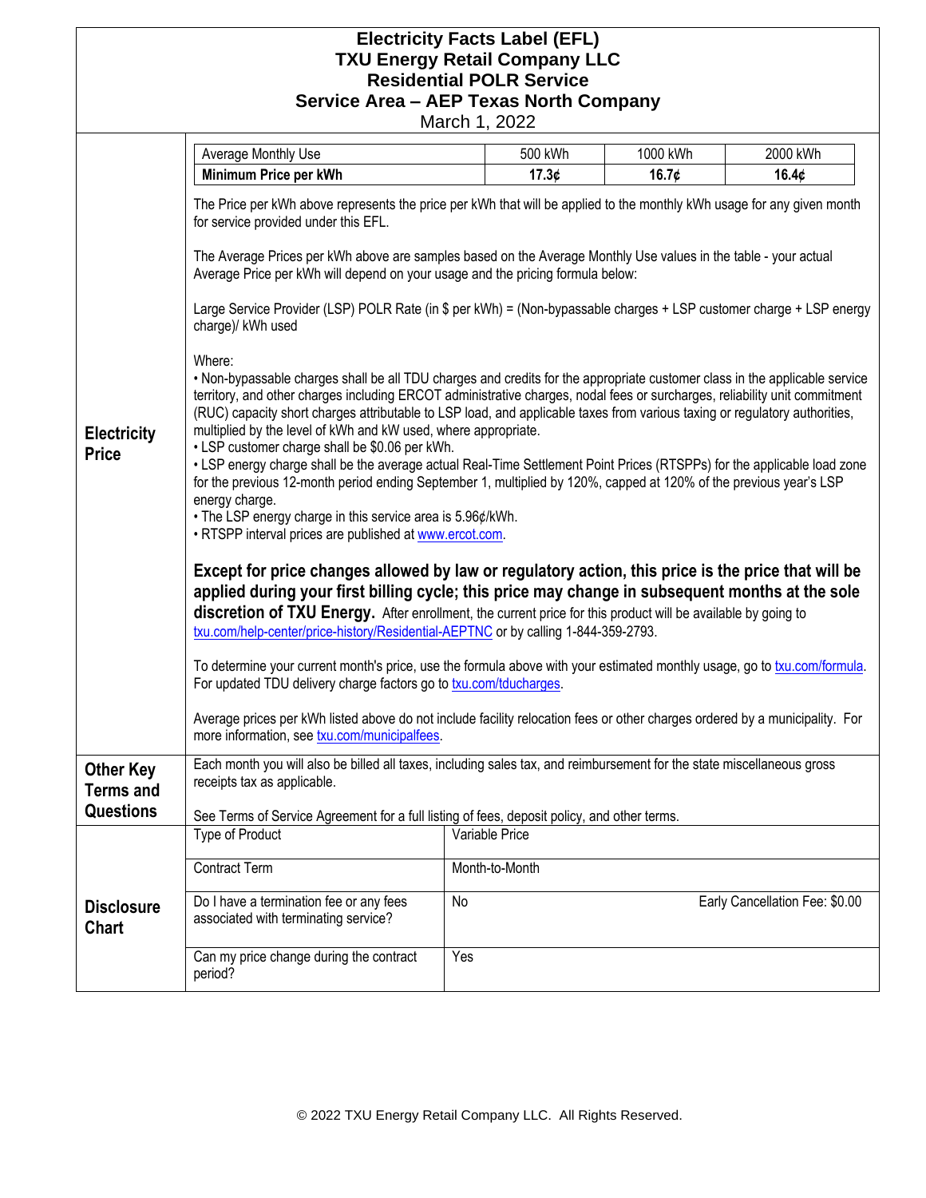# Electricity Facts Label (EFL)
## TXU Energy Retail Company LLC
## Residential POLR Service
## Service Area – AEP Texas North Company

March 1, 2022

### Electricity Price

| Average Monthly Use | 500 kWh | 1000 kWh | 2000 kWh |
|---|---|---|---|
| **Minimum Price per kWh** | **17.3¢** | **16.7¢** | **16.4¢** |

The Price per kWh above represents the price per kWh that will be applied to the monthly kWh usage for any given month for service provided under this EFL.

The Average Prices per kWh above are samples based on the Average Monthly Use values in the table - your actual Average Price per kWh will depend on your usage and the pricing formula below:

Large Service Provider (LSP) POLR Rate (in $ per kWh) = (Non-bypassable charges + LSP customer charge + LSP energy charge)/ kWh used

Where:

- Non-bypassable charges shall be all TDU charges and credits for the appropriate customer class in the applicable service territory, and other charges including ERCOT administrative charges, nodal fees or surcharges, reliability unit commitment (RUC) capacity short charges attributable to LSP load, and applicable taxes from various taxing or regulatory authorities, multiplied by the level of kWh and kW used, where appropriate.
- LSP customer charge shall be $0.06 per kWh.
- LSP energy charge shall be the average actual Real-Time Settlement Point Prices (RTSPPs) for the applicable load zone for the previous 12-month period ending September 1, multiplied by 120%, capped at 120% of the previous year's LSP energy charge.
- The LSP energy charge in this service area is 5.96¢/kWh.
- RTSPP interval prices are published at www.ercot.com.

**Except for price changes allowed by law or regulatory action, this price is the price that will be applied during your first billing cycle; this price may change in subsequent months at the sole discretion of TXU Energy.** After enrollment, the current price for this product will be available by going to txu.com/help-center/price-history/Residential-AEPTNC or by calling 1-844-359-2793.

To determine your current month's price, use the formula above with your estimated monthly usage, go to txu.com/formula. For updated TDU delivery charge factors go to txu.com/tducharges.

Average prices per kWh listed above do not include facility relocation fees or other charges ordered by a municipality. For more information, see txu.com/municipalfees.

### Other Key Terms and Questions

Each month you will also be billed all taxes, including sales tax, and reimbursement for the state miscellaneous gross receipts tax as applicable.

See Terms of Service Agreement for a full listing of fees, deposit policy, and other terms.

### Disclosure Chart

| | | |
|---|---|---|
| Type of Product | Variable Price | |
| Contract Term | Month-to-Month | |
| Do I have a termination fee or any fees associated with terminating service? | No | Early Cancellation Fee: $0.00 |
| Can my price change during the contract period? | Yes | |

© 2022 TXU Energy Retail Company LLC. All Rights Reserved.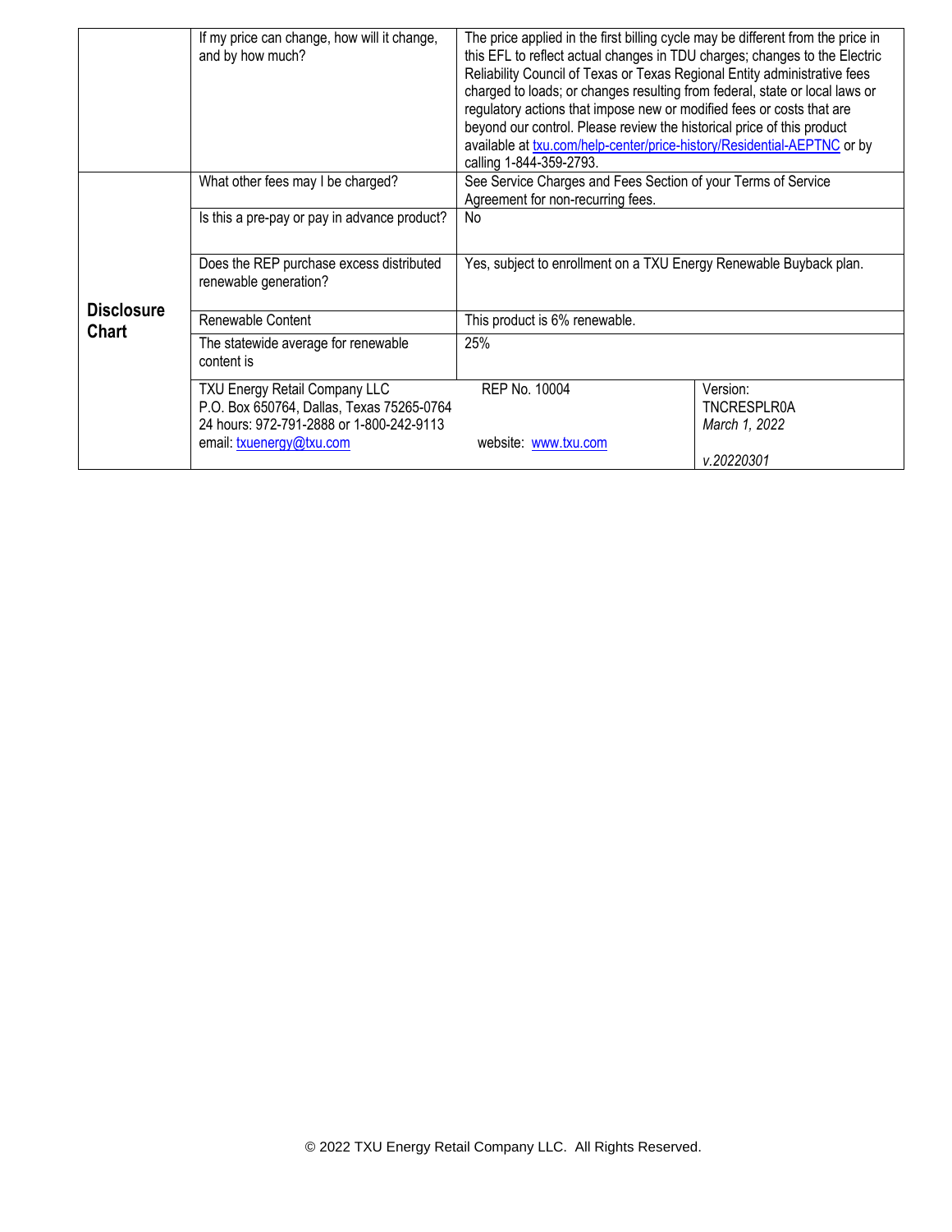| | | |
|---|---|---|
| | If my price can change, how will it change, and by how much? | The price applied in the first billing cycle may be different from the price in this EFL to reflect actual changes in TDU charges; changes to the Electric Reliability Council of Texas or Texas Regional Entity administrative fees charged to loads; or changes resulting from federal, state or local laws or regulatory actions that impose new or modified fees or costs that are beyond our control. Please review the historical price of this product available at txu.com/help-center/price-history/Residential-AEPTNC or by calling 1-844-359-2793. |
| **Disclosure Chart** | What other fees may I be charged? | See Service Charges and Fees Section of your Terms of Service Agreement for non-recurring fees. |
| | Is this a pre-pay or pay in advance product? | No |
| | Does the REP purchase excess distributed renewable generation? | Yes, subject to enrollment on a TXU Energy Renewable Buyback plan. |
| | Renewable Content | This product is 6% renewable. |
| | The statewide average for renewable content is | 25% |
| | TXU Energy Retail Company LLC<br>P.O. Box 650764, Dallas, Texas 75265-0764<br>24 hours: 972-791-2888 or 1-800-242-9113<br>email: txuenergy@txu.com | REP No. 10004<br><br>website: www.txu.com<br><br>Version:<br>TNCRESPLR0A<br>*March 1, 2022*<br>*v.20220301* |

© 2022 TXU Energy Retail Company LLC. All Rights Reserved.